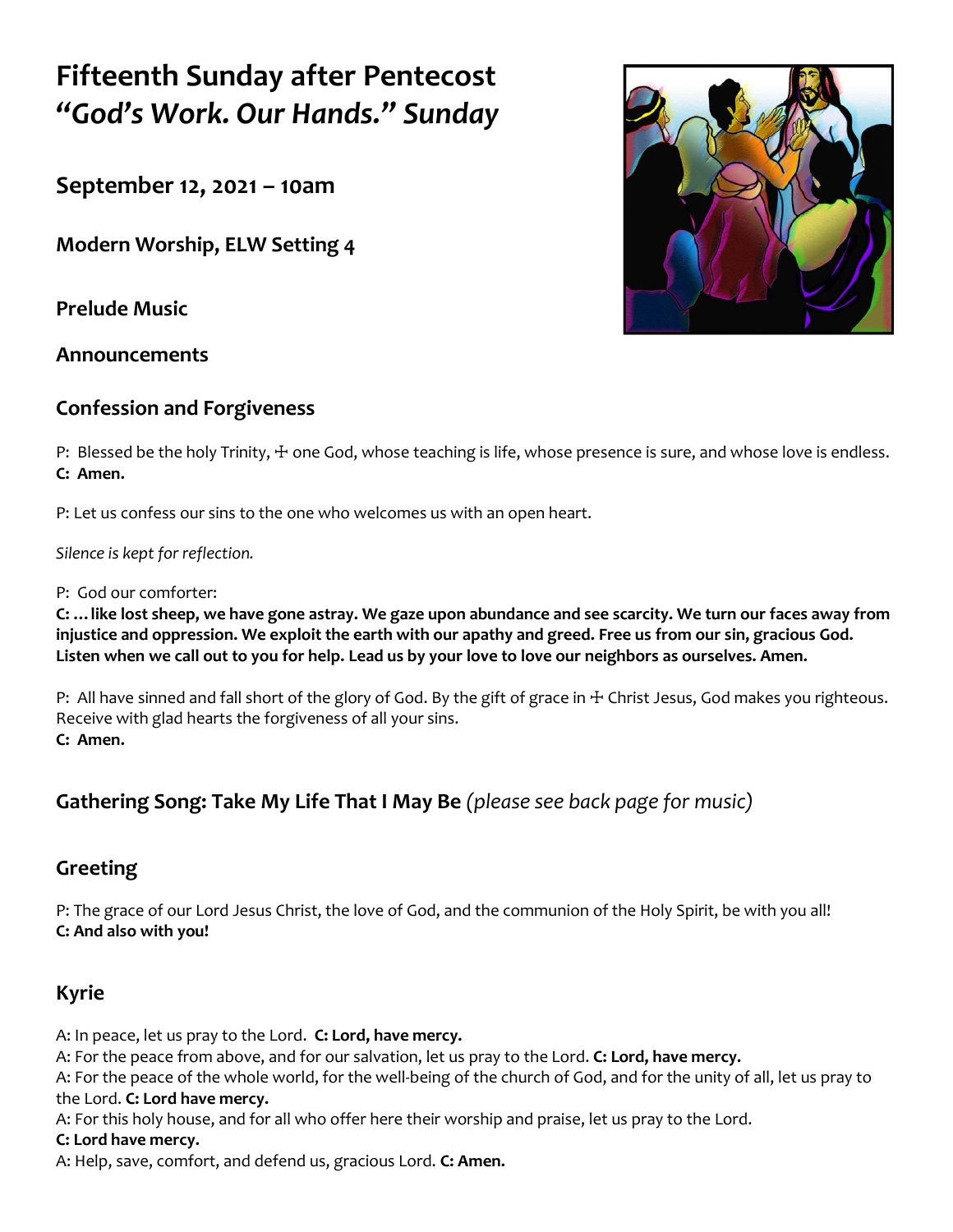# Fifteenth Sunday after Pentecost
# *"God's Work. Our Hands." Sunday*

## September 12, 2021 – 10am

## Modern Worship, ELW Setting 4

## Prelude Music

## Announcements

## Confession and Forgiveness

P: Blessed be the holy Trinity, ☩ one God, whose teaching is life, whose presence is sure, and whose love is endless.
**C: Amen.**

P: Let us confess our sins to the one who welcomes us with an open heart.

*Silence is kept for reflection.*

P: God our comforter:
**C: …like lost sheep, we have gone astray. We gaze upon abundance and see scarcity. We turn our faces away from injustice and oppression. We exploit the earth with our apathy and greed. Free us from our sin, gracious God. Listen when we call out to you for help. Lead us by your love to love our neighbors as ourselves. Amen.**

P: All have sinned and fall short of the glory of God. By the gift of grace in ☩ Christ Jesus, God makes you righteous. Receive with glad hearts the forgiveness of all your sins.
**C: Amen.**

## Gathering Song: Take My Life That I May Be *(please see back page for music)*

## Greeting

P: The grace of our Lord Jesus Christ, the love of God, and the communion of the Holy Spirit, be with you all!
**C: And also with you!**

## Kyrie

A: In peace, let us pray to the Lord. **C: Lord, have mercy.**
A: For the peace from above, and for our salvation, let us pray to the Lord. **C: Lord, have mercy.**
A: For the peace of the whole world, for the well-being of the church of God, and for the unity of all, let us pray to the Lord. **C: Lord have mercy.**
A: For this holy house, and for all who offer here their worship and praise, let us pray to the Lord.
**C: Lord have mercy.**
A: Help, save, comfort, and defend us, gracious Lord. **C: Amen.**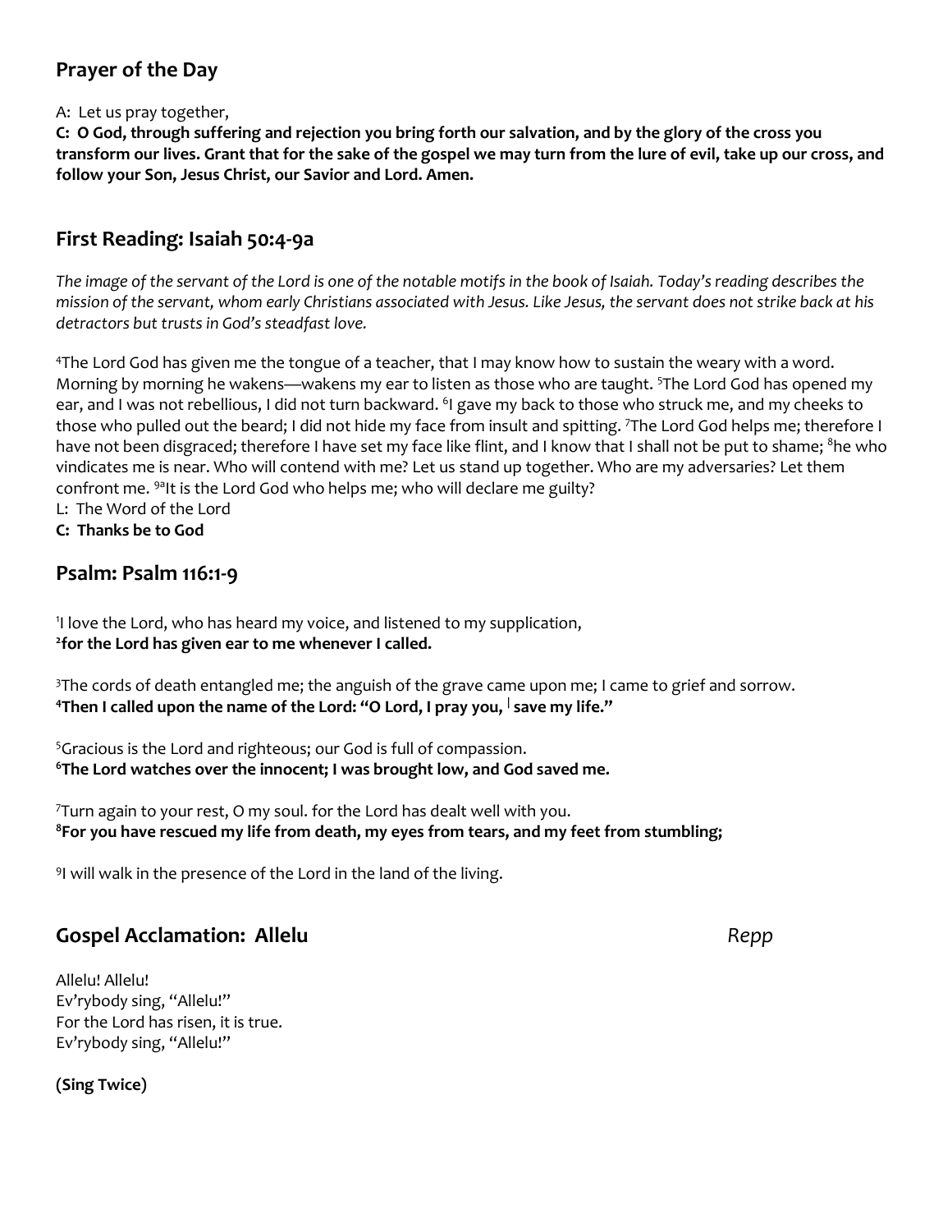## Prayer of the Day

A: Let us pray together,

**C: O God, through suffering and rejection you bring forth our salvation, and by the glory of the cross you transform our lives. Grant that for the sake of the gospel we may turn from the lure of evil, take up our cross, and follow your Son, Jesus Christ, our Savior and Lord. Amen.**

## First Reading: Isaiah 50:4-9a

*The image of the servant of the Lord is one of the notable motifs in the book of Isaiah. Today's reading describes the mission of the servant, whom early Christians associated with Jesus. Like Jesus, the servant does not strike back at his detractors but trusts in God's steadfast love.*

[4]The Lord God has given me the tongue of a teacher, that I may know how to sustain the weary with a word. Morning by morning he wakens—wakens my ear to listen as those who are taught. [5]The Lord God has opened my ear, and I was not rebellious, I did not turn backward. [6]I gave my back to those who struck me, and my cheeks to those who pulled out the beard; I did not hide my face from insult and spitting. [7]The Lord God helps me; therefore I have not been disgraced; therefore I have set my face like flint, and I know that I shall not be put to shame; [8]he who vindicates me is near. Who will contend with me? Let us stand up together. Who are my adversaries? Let them confront me. [9a]It is the Lord God who helps me; who will declare me guilty?

L: The Word of the Lord

**C: Thanks be to God**

## Psalm: Psalm 116:1-9

[1]I love the Lord, who has heard my voice, and listened to my supplication,
**[2]for the Lord has given ear to me whenever I called.**

[3]The cords of death entangled me; the anguish of the grave came upon me; I came to grief and sorrow.
**[4]Then I called upon the name of the Lord: "O Lord, I pray you, | save my life."**

[5]Gracious is the Lord and righteous; our God is full of compassion.
**[6]The Lord watches over the innocent; I was brought low, and God saved me.**

[7]Turn again to your rest, O my soul. for the Lord has dealt well with you.
**[8]For you have rescued my life from death, my eyes from tears, and my feet from stumbling;**

[9]I will walk in the presence of the Lord in the land of the living.

## Gospel Acclamation: Allelu *Repp*

Allelu! Allelu!
Ev'rybody sing, "Allelu!"
For the Lord has risen, it is true.
Ev'rybody sing, "Allelu!"

**(Sing Twice)**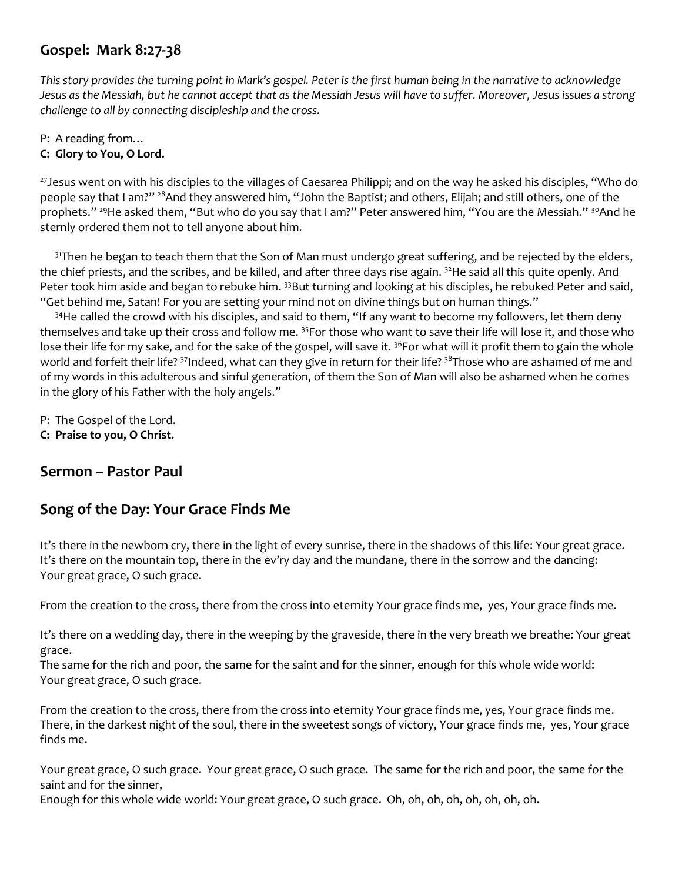## Gospel: Mark 8:27-38

*This story provides the turning point in Mark's gospel. Peter is the first human being in the narrative to acknowledge Jesus as the Messiah, but he cannot accept that as the Messiah Jesus will have to suffer. Moreover, Jesus issues a strong challenge to all by connecting discipleship and the cross.*

P: A reading from…
**C: Glory to You, O Lord.**

[27]Jesus went on with his disciples to the villages of Caesarea Philippi; and on the way he asked his disciples, "Who do people say that I am?" [28]And they answered him, "John the Baptist; and others, Elijah; and still others, one of the prophets." [29]He asked them, "But who do you say that I am?" Peter answered him, "You are the Messiah." [30]And he sternly ordered them not to tell anyone about him.

[31]Then he began to teach them that the Son of Man must undergo great suffering, and be rejected by the elders, the chief priests, and the scribes, and be killed, and after three days rise again. [32]He said all this quite openly. And Peter took him aside and began to rebuke him. [33]But turning and looking at his disciples, he rebuked Peter and said, "Get behind me, Satan! For you are setting your mind not on divine things but on human things."

[34]He called the crowd with his disciples, and said to them, "If any want to become my followers, let them deny themselves and take up their cross and follow me. [35]For those who want to save their life will lose it, and those who lose their life for my sake, and for the sake of the gospel, will save it. [36]For what will it profit them to gain the whole world and forfeit their life? [37]Indeed, what can they give in return for their life? [38]Those who are ashamed of me and of my words in this adulterous and sinful generation, of them the Son of Man will also be ashamed when he comes in the glory of his Father with the holy angels."

P: The Gospel of the Lord.
**C: Praise to you, O Christ.**

## Sermon – Pastor Paul

## Song of the Day: Your Grace Finds Me

It's there in the newborn cry, there in the light of every sunrise, there in the shadows of this life: Your great grace.
It's there on the mountain top, there in the ev'ry day and the mundane, there in the sorrow and the dancing:
Your great grace, O such grace.

From the creation to the cross, there from the cross into eternity Your grace finds me, yes, Your grace finds me.

It's there on a wedding day, there in the weeping by the graveside, there in the very breath we breathe: Your great grace.
The same for the rich and poor, the same for the saint and for the sinner, enough for this whole wide world:
Your great grace, O such grace.

From the creation to the cross, there from the cross into eternity Your grace finds me, yes, Your grace finds me.
There, in the darkest night of the soul, there in the sweetest songs of victory, Your grace finds me, yes, Your grace finds me.

Your great grace, O such grace. Your great grace, O such grace. The same for the rich and poor, the same for the saint and for the sinner,
Enough for this whole wide world: Your great grace, O such grace. Oh, oh, oh, oh, oh, oh, oh, oh.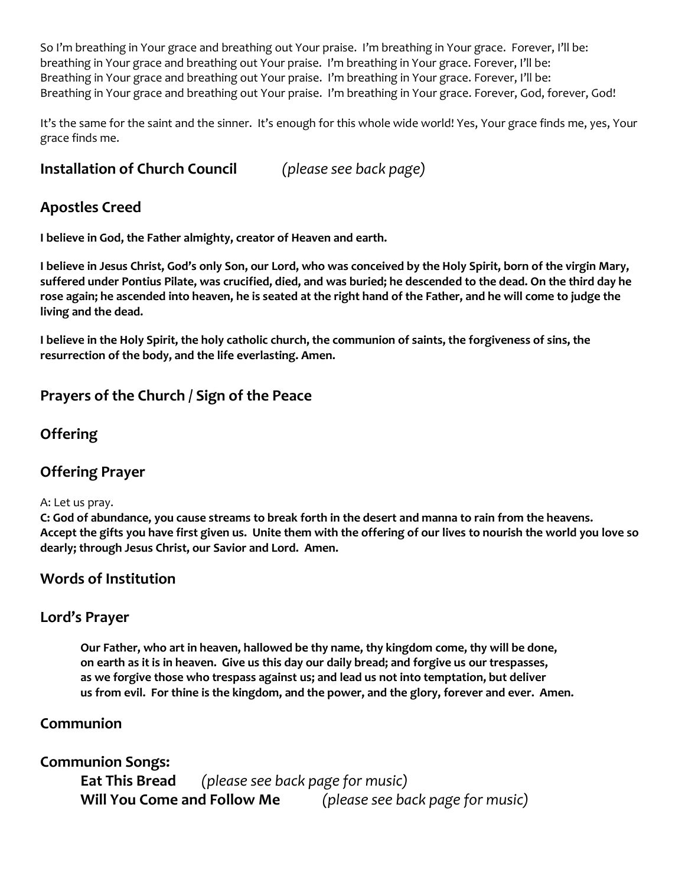So I'm breathing in Your grace and breathing out Your praise. I'm breathing in Your grace. Forever, I'll be:
breathing in Your grace and breathing out Your praise. I'm breathing in Your grace. Forever, I'll be:
Breathing in Your grace and breathing out Your praise. I'm breathing in Your grace. Forever, I'll be:
Breathing in Your grace and breathing out Your praise. I'm breathing in Your grace. Forever, God, forever, God!

It's the same for the saint and the sinner. It's enough for this whole wide world! Yes, Your grace finds me, yes, Your grace finds me.

## Installation of Church Council *(please see back page)*

## Apostles Creed

**I believe in God, the Father almighty, creator of Heaven and earth.**

**I believe in Jesus Christ, God's only Son, our Lord, who was conceived by the Holy Spirit, born of the virgin Mary, suffered under Pontius Pilate, was crucified, died, and was buried; he descended to the dead. On the third day he rose again; he ascended into heaven, he is seated at the right hand of the Father, and he will come to judge the living and the dead.**

**I believe in the Holy Spirit, the holy catholic church, the communion of saints, the forgiveness of sins, the resurrection of the body, and the life everlasting. Amen.**

## Prayers of the Church / Sign of the Peace

## Offering

## Offering Prayer

A: Let us pray.
**C: God of abundance, you cause streams to break forth in the desert and manna to rain from the heavens. Accept the gifts you have first given us. Unite them with the offering of our lives to nourish the world you love so dearly; through Jesus Christ, our Savior and Lord. Amen.**

## Words of Institution

## Lord's Prayer

**Our Father, who art in heaven, hallowed be thy name, thy kingdom come, thy will be done, on earth as it is in heaven. Give us this day our daily bread; and forgive us our trespasses, as we forgive those who trespass against us; and lead us not into temptation, but deliver us from evil. For thine is the kingdom, and the power, and the glory, forever and ever. Amen.**

## Communion

## Communion Songs:

**Eat This Bread** *(please see back page for music)*
**Will You Come and Follow Me** *(please see back page for music)*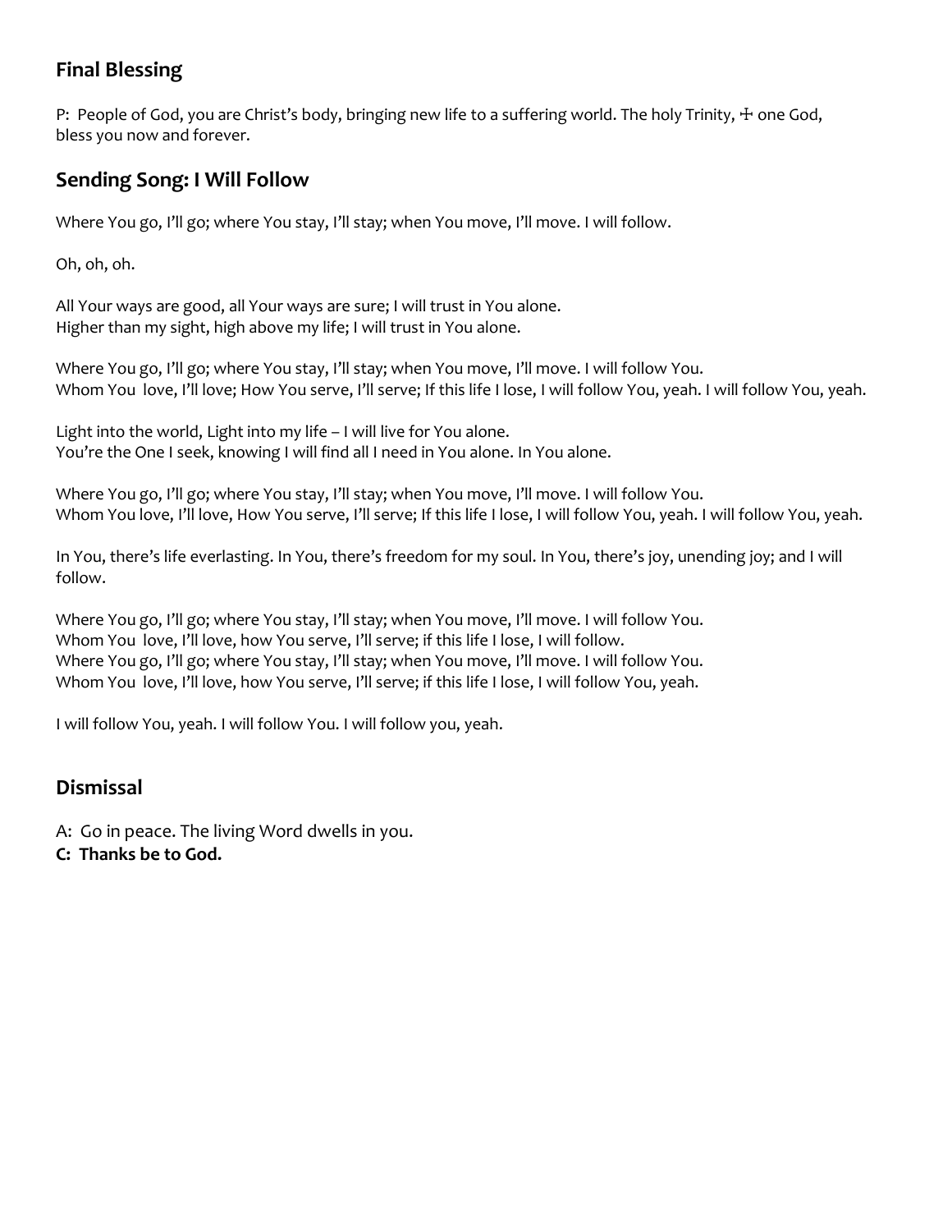## Final Blessing

P: People of God, you are Christ's body, bringing new life to a suffering world. The holy Trinity, ☩ one God, bless you now and forever.

## Sending Song: I Will Follow

Where You go, I'll go; where You stay, I'll stay; when You move, I'll move. I will follow.

Oh, oh, oh.

All Your ways are good, all Your ways are sure; I will trust in You alone.
Higher than my sight, high above my life; I will trust in You alone.

Where You go, I'll go; where You stay, I'll stay; when You move, I'll move. I will follow You.
Whom You love, I'll love; How You serve, I'll serve; If this life I lose, I will follow You, yeah. I will follow You, yeah.

Light into the world, Light into my life – I will live for You alone.
You're the One I seek, knowing I will find all I need in You alone. In You alone.

Where You go, I'll go; where You stay, I'll stay; when You move, I'll move. I will follow You.
Whom You love, I'll love, How You serve, I'll serve; If this life I lose, I will follow You, yeah. I will follow You, yeah.

In You, there's life everlasting. In You, there's freedom for my soul. In You, there's joy, unending joy; and I will follow.

Where You go, I'll go; where You stay, I'll stay; when You move, I'll move. I will follow You.
Whom You love, I'll love, how You serve, I'll serve; if this life I lose, I will follow.
Where You go, I'll go; where You stay, I'll stay; when You move, I'll move. I will follow You.
Whom You love, I'll love, how You serve, I'll serve; if this life I lose, I will follow You, yeah.

I will follow You, yeah. I will follow You. I will follow you, yeah.

## Dismissal

A: Go in peace. The living Word dwells in you.
**C: Thanks be to God.**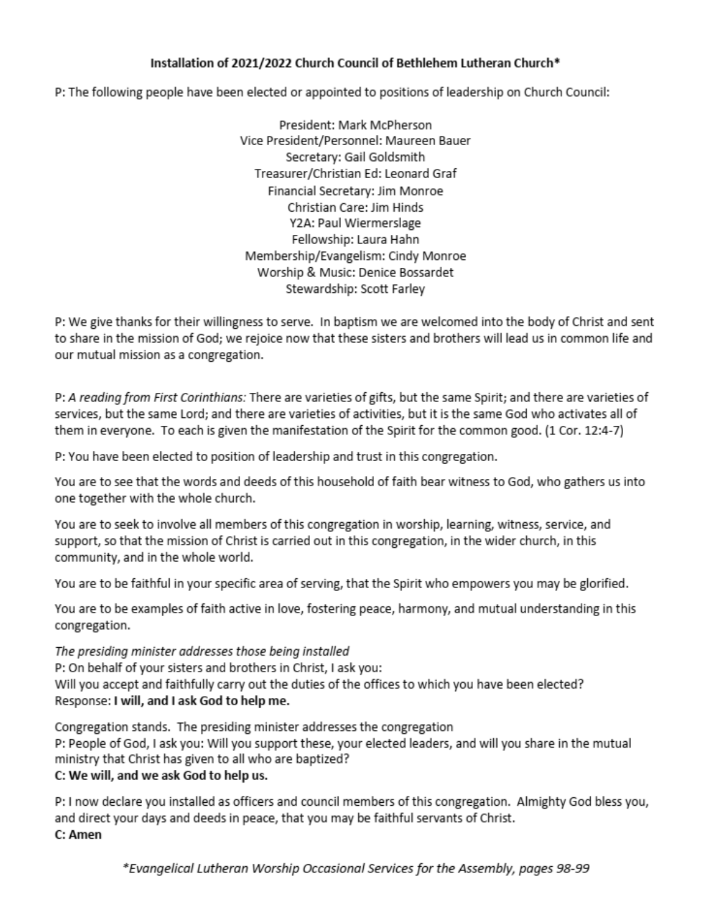**Installation of 2021/2022 Church Council of Bethlehem Lutheran Church***

P: The following people have been elected or appointed to positions of leadership on Church Council:

President: Mark McPherson
Vice President/Personnel: Maureen Bauer
Secretary: Gail Goldsmith
Treasurer/Christian Ed: Leonard Graf
Financial Secretary: Jim Monroe
Christian Care: Jim Hinds
Y2A: Paul Wiermerslage
Fellowship: Laura Hahn
Membership/Evangelism: Cindy Monroe
Worship & Music: Denice Bossardet
Stewardship: Scott Farley

P: We give thanks for their willingness to serve. In baptism we are welcomed into the body of Christ and sent to share in the mission of God; we rejoice now that these sisters and brothers will lead us in common life and our mutual mission as a congregation.

P: *A reading from First Corinthians:* There are varieties of gifts, but the same Spirit; and there are varieties of services, but the same Lord; and there are varieties of activities, but it is the same God who activates all of them in everyone. To each is given the manifestation of the Spirit for the common good. (1 Cor. 12:4-7)

P: You have been elected to position of leadership and trust in this congregation.

You are to see that the words and deeds of this household of faith bear witness to God, who gathers us into one together with the whole church.

You are to seek to involve all members of this congregation in worship, learning, witness, service, and support, so that the mission of Christ is carried out in this congregation, in the wider church, in this community, and in the whole world.

You are to be faithful in your specific area of serving, that the Spirit who empowers you may be glorified.

You are to be examples of faith active in love, fostering peace, harmony, and mutual understanding in this congregation.

*The presiding minister addresses those being installed*
P: On behalf of your sisters and brothers in Christ, I ask you:
Will you accept and faithfully carry out the duties of the offices to which you have been elected?
Response: **I will, and I ask God to help me.**

Congregation stands. The presiding minister addresses the congregation
P: People of God, I ask you: Will you support these, your elected leaders, and will you share in the mutual ministry that Christ has given to all who are baptized?
**C: We will, and we ask God to help us.**

P: I now declare you installed as officers and council members of this congregation. Almighty God bless you, and direct your days and deeds in peace, that you may be faithful servants of Christ.
**C: Amen**

**Evangelical Lutheran Worship Occasional Services for the Assembly, pages 98-99*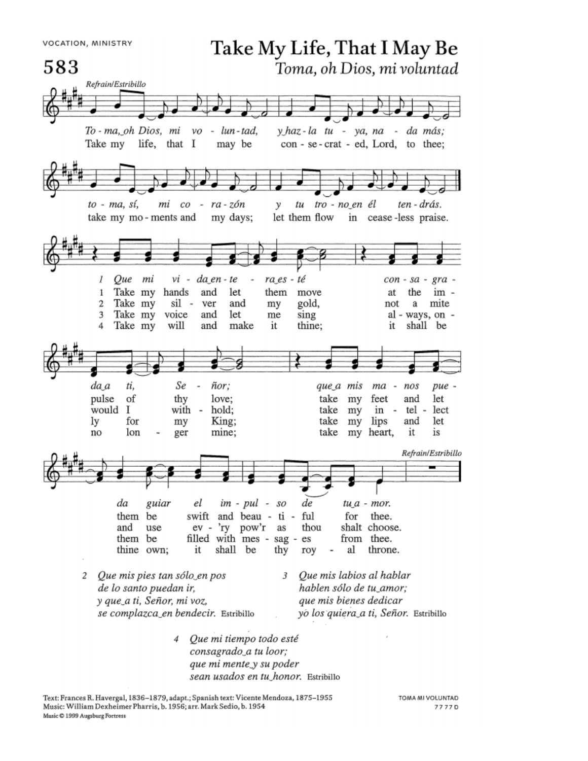VOCATION, MINISTRY

# 583 Take My Life, That I May Be

*Toma, oh Dios, mi voluntad*

**Refrain/Estribillo**

*Toma, oh Dios, mi voluntad, y haz-la tuya, nada más;*
*toma, sí, mi corazón y tu trono en él tendrás.*

Take my life, that I may be consecrated, Lord, to thee;
take my moments and my days; let them flow in ceaseless praise.

1 *Que mi vida entera esté consagrada a ti, Señor; que a mis manos pueda guiar el impulso de tu amor.*

1 Take my hands and let them move at the impulse of thy love; take my feet and let them be swift and beautiful for thee.

2 Take my silver and my gold, not a mite would I withhold; take my intellect and use ev'ry pow'r as thou shalt choose.

3 Take my voice and let me sing always, only for my King; take my lips and let them be filled with messages from thee.

4 Take my will and make it thine; it shall be no longer mine; take my heart, it is thine own; it shall be thy royal throne.

**Refrain/Estribillo**

2 *Que mis pies tan sólo en pos*
*de lo santo puedan ir,*
*y que a ti, Señor, mi voz,*
*se complazca en bendecir.* Estribillo

3 *Que mis labios al hablar*
*hablen sólo de tu amor;*
*que mis bienes dedicar*
*yo los quiera a ti, Señor.* Estribillo

4 *Que mi tiempo todo esté*
*consagrado a tu loor;*
*que mi mente y su poder*
*sean usados en tu honor.* Estribillo

Text: Frances R. Havergal, 1836–1879, adapt.; Spanish text: Vicente Mendoza, 1875–1955
Music: William Dexheimer Pharris, b. 1956; arr. Mark Sedio, b. 1954
Music © 1999 Augsburg Fortress

TOMA MI VOLUNTAD
7 7 7 7 D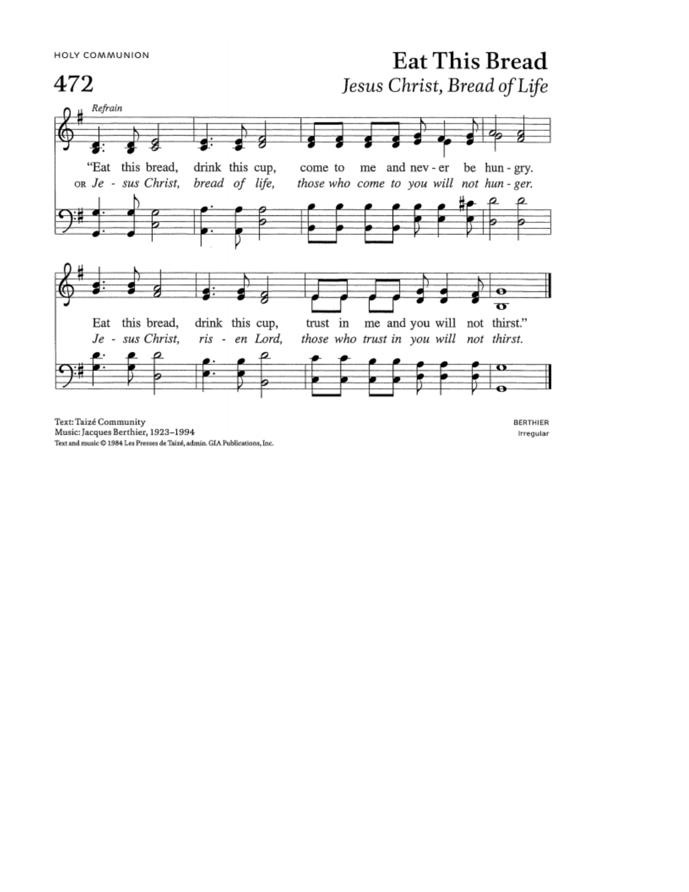HOLY COMMUNION

# 472 Eat This Bread

## *Jesus Christ, Bread of Life*

*Refrain*

"Eat this bread, drink this cup, come to me and nev - er be hun - gry.
OR *Je - sus Christ, bread of life, those who come to you will not hun - ger.*

Eat this bread, drink this cup, trust in me and you will not thirst."
*Je - sus Christ, ris - en Lord, those who trust in you will not thirst.*

Text: Taizé Community
Music: Jacques Berthier, 1923–1994
Text and music © 1984 Les Presses de Taizé, admin. GIA Publications, Inc.

BERTHIER
Irregular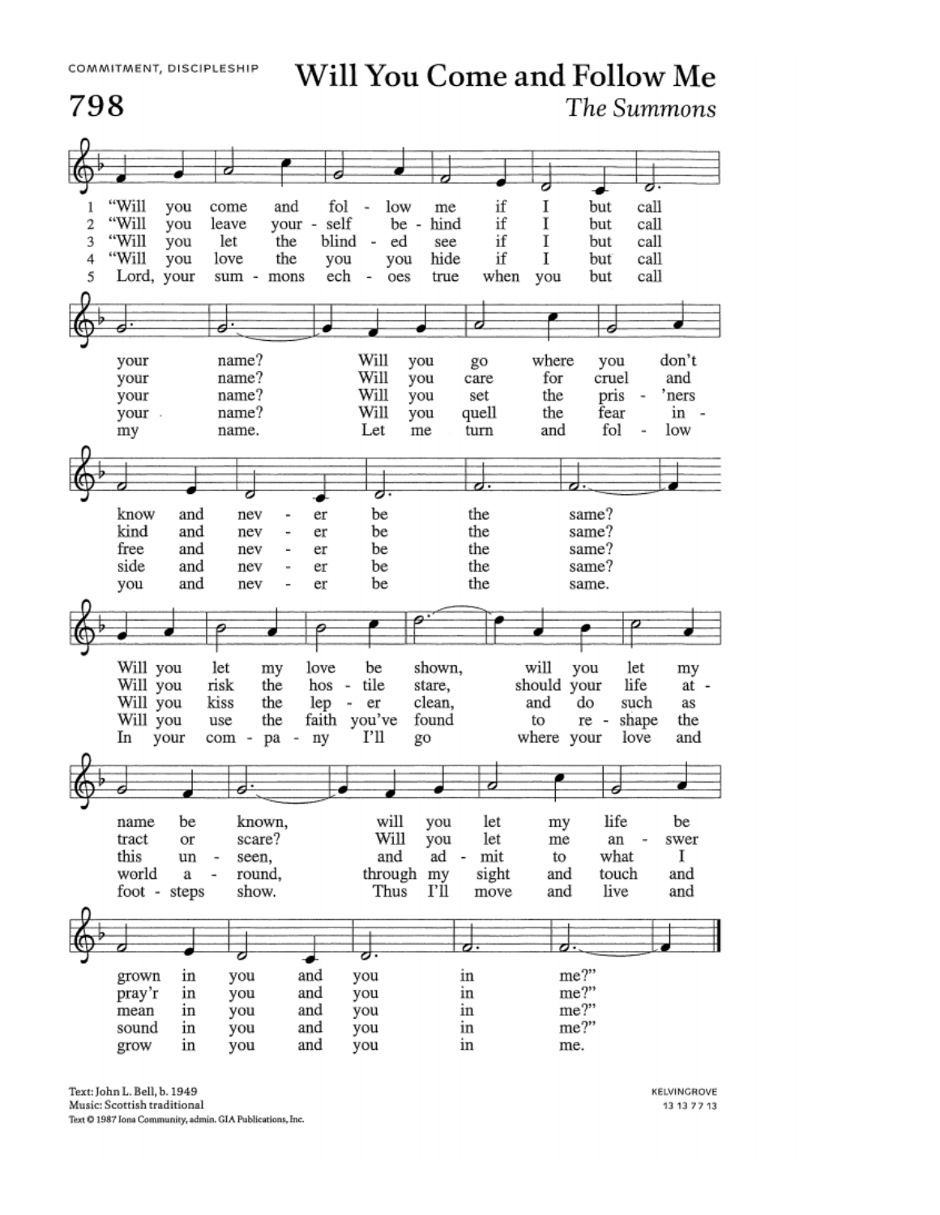COMMITMENT, DISCIPLESHIP

# 798 Will You Come and Follow Me

*The Summons*

1. "Will you come and follow me if I but call your name? Will you go where you don't know and never be the same? Will you let my love be shown, will you let my name be known, will you let my life be grown in you and you in me?"

2. "Will you leave yourself behind if I but call your name? Will you care for cruel and kind and never be the same? Will you risk the hostile stare, should your life attract or scare? Will you let me answer pray'r in you and you in me?"

3. "Will you let the blinded see if I but call your name? Will you set the pris'ners free and never be the same? Will you kiss the leper clean, and do such as this unseen, and admit to what I mean in you and you in me?"

4. "Will you love the you you hide if I but call your name? Will you quell the fear inside and never be the same? Will you use the faith you've found to reshape the world around, through my sight and touch and sound in you and you in me?"

5. Lord, your summons echoes true when you but call my name. Let me turn and follow you and never be the same. In your company I'll go where your love and footsteps show. Thus I'll move and live and grow in you and you in me.

Text: John L. Bell, b. 1949
Music: Scottish traditional
Text © 1987 Iona Community, admin. GIA Publications, Inc.

KELVINGROVE
13 13 7 7 13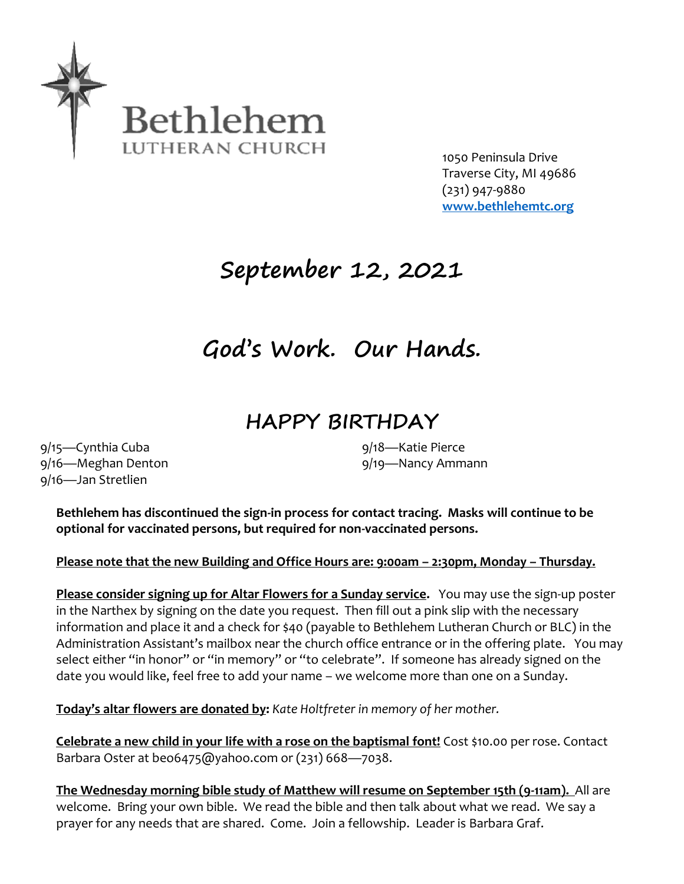# Bethlehem

LUTHERAN CHURCH

1050 Peninsula Drive
Traverse City, MI 49686
(231) 947-9880
www.bethlehemtc.org

# September 12, 2021

# God's Work. Our Hands.

## HAPPY BIRTHDAY

9/15—Cynthia Cuba
9/16—Meghan Denton
9/16—Jan Stretlien
9/18—Katie Pierce
9/19—Nancy Ammann

**Bethlehem has discontinued the sign-in process for contact tracing. Masks will continue to be optional for vaccinated persons, but required for non-vaccinated persons.**

**Please note that the new Building and Office Hours are: 9:00am – 2:30pm, Monday – Thursday.**

**Please consider signing up for Altar Flowers for a Sunday service.** You may use the sign-up poster in the Narthex by signing on the date you request. Then fill out a pink slip with the necessary information and place it and a check for $40 (payable to Bethlehem Lutheran Church or BLC) in the Administration Assistant's mailbox near the church office entrance or in the offering plate. You may select either "in honor" or "in memory" or "to celebrate". If someone has already signed on the date you would like, feel free to add your name – we welcome more than one on a Sunday.

**Today's altar flowers are donated by:** *Kate Holtfreter in memory of her mother.*

**Celebrate a new child in your life with a rose on the baptismal font!** Cost $10.00 per rose. Contact Barbara Oster at beo6475@yahoo.com or (231) 668—7038.

**The Wednesday morning bible study of Matthew will resume on September 15th (9-11am).** All are welcome. Bring your own bible. We read the bible and then talk about what we read. We say a prayer for any needs that are shared. Come. Join a fellowship. Leader is Barbara Graf.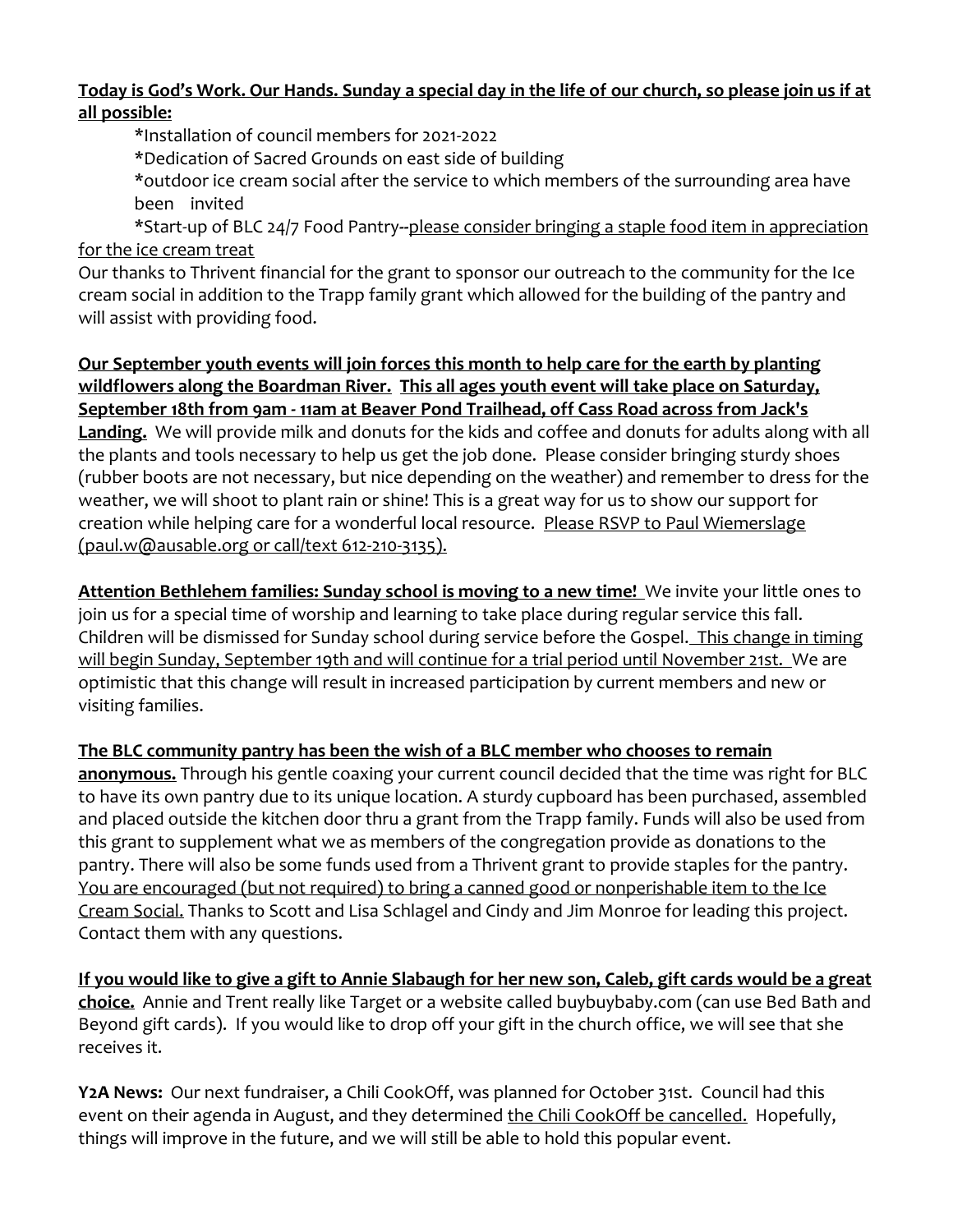**Today is God's Work. Our Hands. Sunday a special day in the life of our church, so please join us if at all possible:**

*Installation of council members for 2021-2022

*Dedication of Sacred Grounds on east side of building

*outdoor ice cream social after the service to which members of the surrounding area have been invited

*Start-up of BLC 24/7 Food Pantry--please consider bringing a staple food item in appreciation for the ice cream treat

Our thanks to Thrivent financial for the grant to sponsor our outreach to the community for the Ice cream social in addition to the Trapp family grant which allowed for the building of the pantry and will assist with providing food.

**Our September youth events will join forces this month to help care for the earth by planting wildflowers along the Boardman River. This all ages youth event will take place on Saturday, September 18th from 9am - 11am at Beaver Pond Trailhead, off Cass Road across from Jack's Landing.** We will provide milk and donuts for the kids and coffee and donuts for adults along with all the plants and tools necessary to help us get the job done. Please consider bringing sturdy shoes (rubber boots are not necessary, but nice depending on the weather) and remember to dress for the weather, we will shoot to plant rain or shine! This is a great way for us to show our support for creation while helping care for a wonderful local resource. Please RSVP to Paul Wiemerslage (paul.w@ausable.org or call/text 612-210-3135).

**Attention Bethlehem families: Sunday school is moving to a new time!** We invite your little ones to join us for a special time of worship and learning to take place during regular service this fall. Children will be dismissed for Sunday school during service before the Gospel. This change in timing will begin Sunday, September 19th and will continue for a trial period until November 21st. We are optimistic that this change will result in increased participation by current members and new or visiting families.

**The BLC community pantry has been the wish of a BLC member who chooses to remain anonymous.** Through his gentle coaxing your current council decided that the time was right for BLC to have its own pantry due to its unique location. A sturdy cupboard has been purchased, assembled and placed outside the kitchen door thru a grant from the Trapp family. Funds will also be used from this grant to supplement what we as members of the congregation provide as donations to the pantry. There will also be some funds used from a Thrivent grant to provide staples for the pantry. You are encouraged (but not required) to bring a canned good or nonperishable item to the Ice Cream Social. Thanks to Scott and Lisa Schlagel and Cindy and Jim Monroe for leading this project. Contact them with any questions.

**If you would like to give a gift to Annie Slabaugh for her new son, Caleb, gift cards would be a great choice.** Annie and Trent really like Target or a website called buybuybaby.com (can use Bed Bath and Beyond gift cards). If you would like to drop off your gift in the church office, we will see that she receives it.

**Y2A News:** Our next fundraiser, a Chili CookOff, was planned for October 31st. Council had this event on their agenda in August, and they determined the Chili CookOff be cancelled. Hopefully, things will improve in the future, and we will still be able to hold this popular event.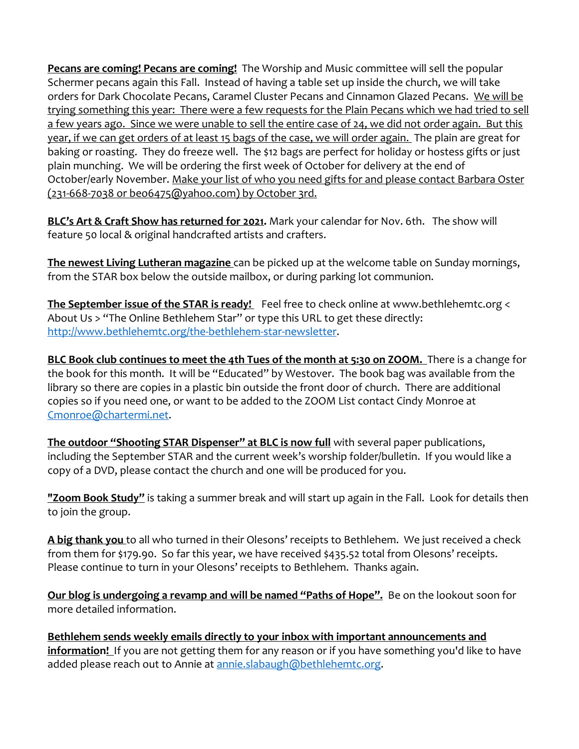**Pecans are coming! Pecans are coming!** The Worship and Music committee will sell the popular Schermer pecans again this Fall. Instead of having a table set up inside the church, we will take orders for Dark Chocolate Pecans, Caramel Cluster Pecans and Cinnamon Glazed Pecans. We will be trying something this year: There were a few requests for the Plain Pecans which we had tried to sell a few years ago. Since we were unable to sell the entire case of 24, we did not order again. But this year, if we can get orders of at least 15 bags of the case, we will order again. The plain are great for baking or roasting. They do freeze well. The $12 bags are perfect for holiday or hostess gifts or just plain munching. We will be ordering the first week of October for delivery at the end of October/early November. Make your list of who you need gifts for and please contact Barbara Oster (231-668-7038 or beo6475@yahoo.com) by October 3rd.

**BLC's Art & Craft Show has returned for 2021.** Mark your calendar for Nov. 6th. The show will feature 50 local & original handcrafted artists and crafters.

**The newest Living Lutheran magazine** can be picked up at the welcome table on Sunday mornings, from the STAR box below the outside mailbox, or during parking lot communion.

**The September issue of the STAR is ready!** Feel free to check online at www.bethlehemtc.org < About Us > "The Online Bethlehem Star" or type this URL to get these directly: http://www.bethlehemtc.org/the-bethlehem-star-newsletter.

**BLC Book club continues to meet the 4th Tues of the month at 5:30 on ZOOM.** There is a change for the book for this month. It will be "Educated" by Westover. The book bag was available from the library so there are copies in a plastic bin outside the front door of church. There are additional copies so if you need one, or want to be added to the ZOOM List contact Cindy Monroe at Cmonroe@chartermi.net.

**The outdoor "Shooting STAR Dispenser" at BLC is now full** with several paper publications, including the September STAR and the current week's worship folder/bulletin. If you would like a copy of a DVD, please contact the church and one will be produced for you.

**"Zoom Book Study"** is taking a summer break and will start up again in the Fall. Look for details then to join the group.

**A big thank you** to all who turned in their Olesons' receipts to Bethlehem. We just received a check from them for $179.90. So far this year, we have received $435.52 total from Olesons' receipts. Please continue to turn in your Olesons' receipts to Bethlehem. Thanks again.

**Our blog is undergoing a revamp and will be named "Paths of Hope".** Be on the lookout soon for more detailed information.

**Bethlehem sends weekly emails directly to your inbox with important announcements and information!** If you are not getting them for any reason or if you have something you'd like to have added please reach out to Annie at annie.slabaugh@bethlehemtc.org.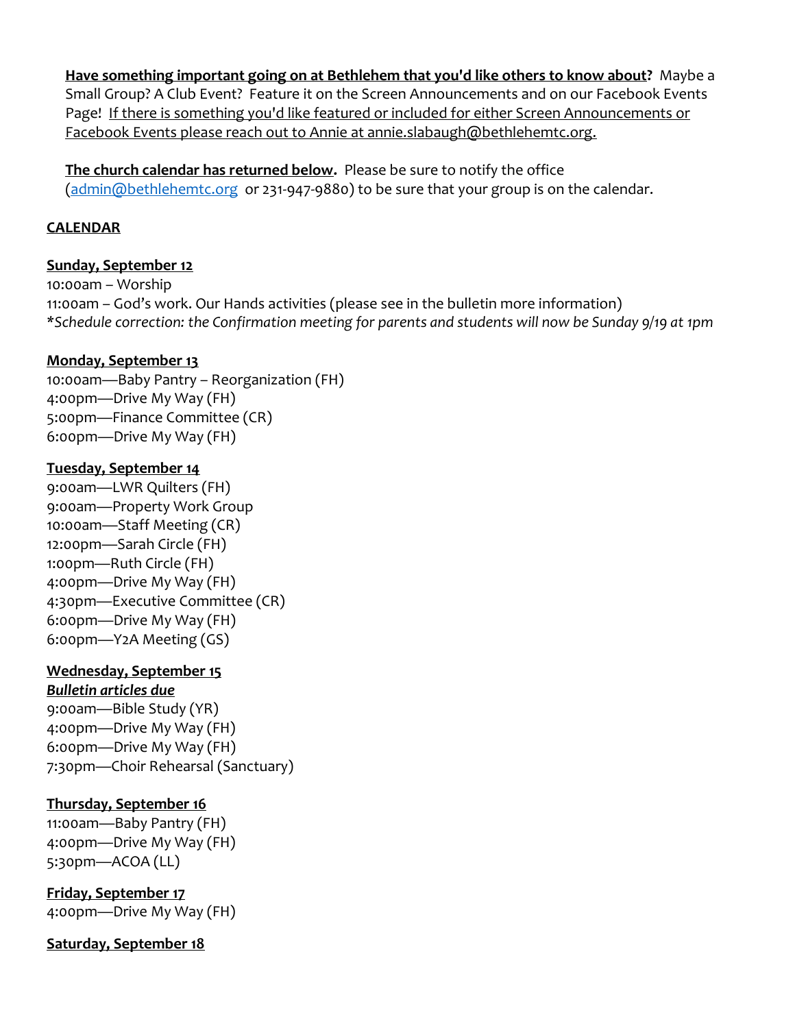**Have something important going on at Bethlehem that you'd like others to know about?** Maybe a Small Group? A Club Event? Feature it on the Screen Announcements and on our Facebook Events Page! If there is something you'd like featured or included for either Screen Announcements or Facebook Events please reach out to Annie at annie.slabaugh@bethlehemtc.org.

**The church calendar has returned below.** Please be sure to notify the office (admin@bethlehemtc.org or 231-947-9880) to be sure that your group is on the calendar.

**CALENDAR**

**Sunday, September 12**
10:00am – Worship
11:00am – God's work. Our Hands activities (please see in the bulletin more information)
**Schedule correction: the Confirmation meeting for parents and students will now be Sunday 9/19 at 1pm*

**Monday, September 13**
10:00am—Baby Pantry – Reorganization (FH)
4:00pm—Drive My Way (FH)
5:00pm—Finance Committee (CR)
6:00pm—Drive My Way (FH)

**Tuesday, September 14**
9:00am—LWR Quilters (FH)
9:00am—Property Work Group
10:00am—Staff Meeting (CR)
12:00pm—Sarah Circle (FH)
1:00pm—Ruth Circle (FH)
4:00pm—Drive My Way (FH)
4:30pm—Executive Committee (CR)
6:00pm—Drive My Way (FH)
6:00pm—Y2A Meeting (GS)

**Wednesday, September 15**
***Bulletin articles due***
9:00am—Bible Study (YR)
4:00pm—Drive My Way (FH)
6:00pm—Drive My Way (FH)
7:30pm—Choir Rehearsal (Sanctuary)

**Thursday, September 16**
11:00am—Baby Pantry (FH)
4:00pm—Drive My Way (FH)
5:30pm—ACOA (LL)

**Friday, September 17**
4:00pm—Drive My Way (FH)

**Saturday, September 18**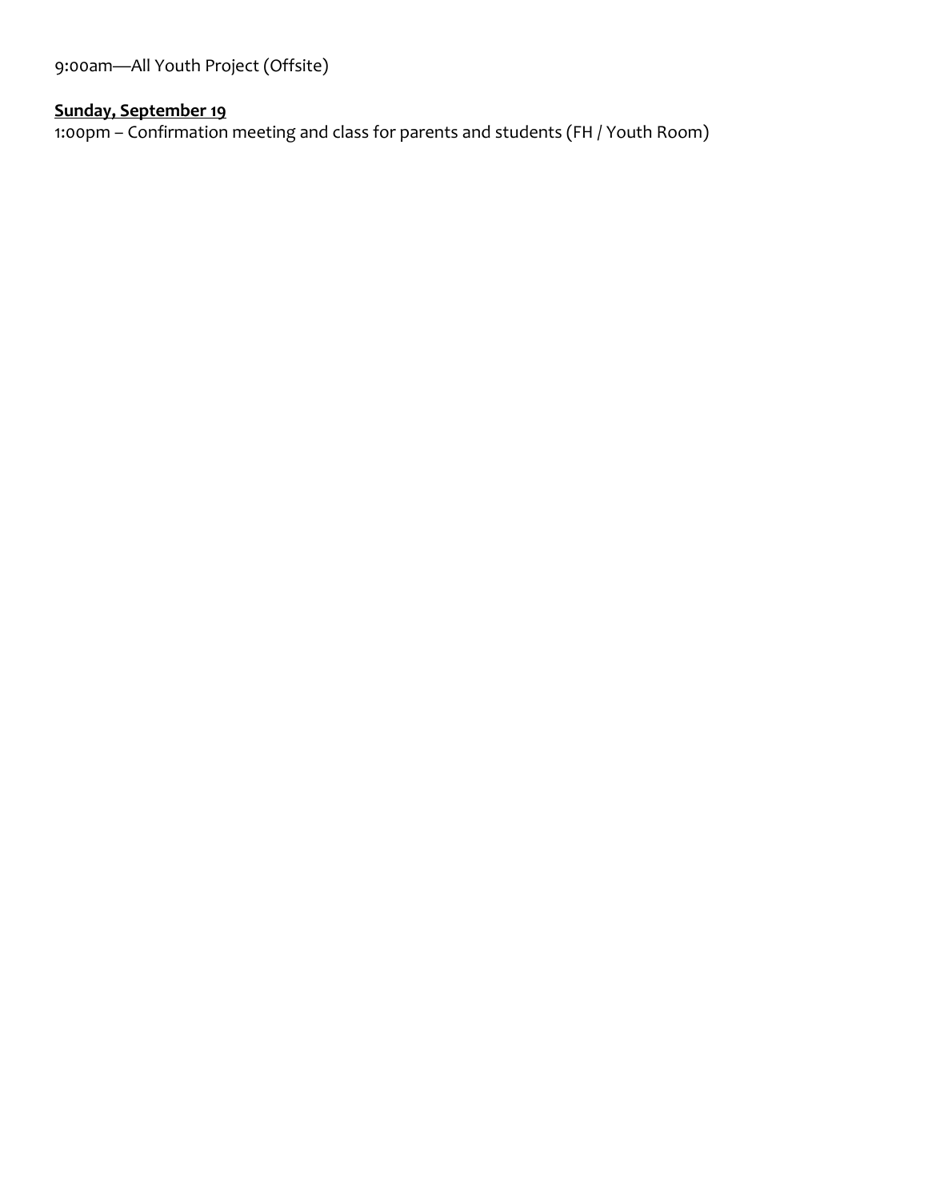9:00am—All Youth Project (Offsite)

**Sunday, September 19**

1:00pm – Confirmation meeting and class for parents and students (FH / Youth Room)